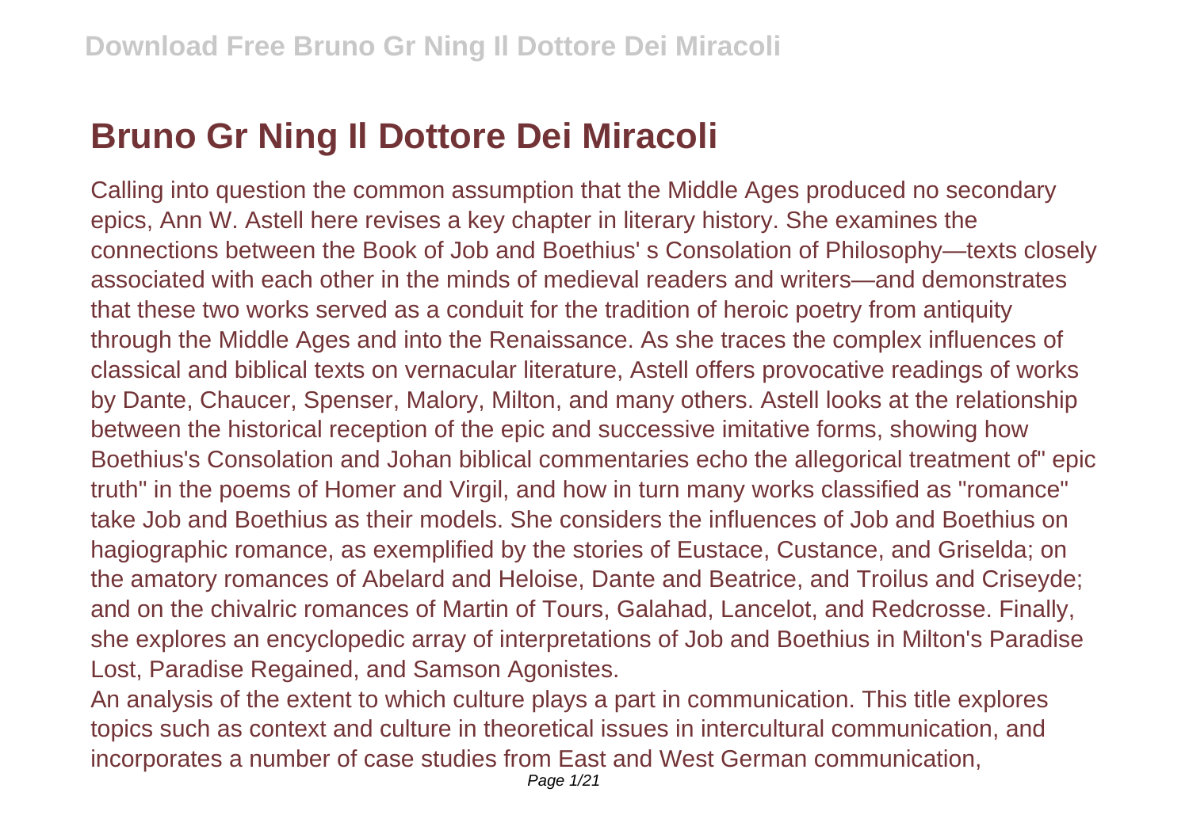# Bruno Gr Ning Il Dottore Dei Miracoli

Calling into question the common assumption that the Middle Ages produced no secondary epics, Ann W. Astell here revises a key chapter in literary history. She examines the connections between the Book of Job and Boethius' s Consolation of Philosophy—texts closely associated with each other in the minds of medieval readers and writers—and demonstrates that these two works served as a conduit for the tradition of heroic poetry from antiquity through the Middle Ages and into the Renaissance. As she traces the complex influences of classical and biblical texts on vernacular literature, Astell offers provocative readings of works by Dante, Chaucer, Spenser, Malory, Milton, and many others. Astell looks at the relationship between the historical reception of the epic and successive imitative forms, showing how Boethius's Consolation and Johan biblical commentaries echo the allegorical treatment of" epic truth" in the poems of Homer and Virgil, and how in turn many works classified as "romance" take Job and Boethius as their models. She considers the influences of Job and Boethius on hagiographic romance, as exemplified by the stories of Eustace, Custance, and Griselda; on the amatory romances of Abelard and Heloise, Dante and Beatrice, and Troilus and Criseyde; and on the chivalric romances of Martin of Tours, Galahad, Lancelot, and Redcrosse. Finally, she explores an encyclopedic array of interpretations of Job and Boethius in Milton's Paradise Lost, Paradise Regained, and Samson Agonistes.

An analysis of the extent to which culture plays a part in communication. This title explores topics such as context and culture in theoretical issues in intercultural communication, and incorporates a number of case studies from East and West German communication,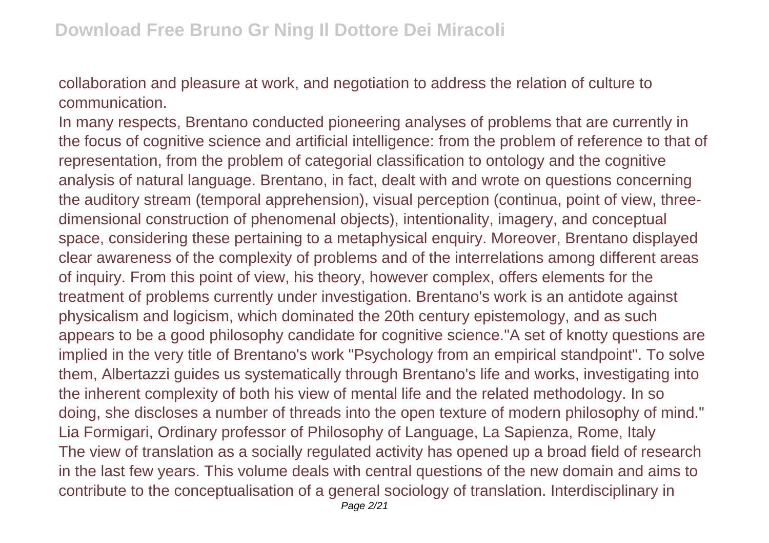collaboration and pleasure at work, and negotiation to address the relation of culture to communication.

In many respects, Brentano conducted pioneering analyses of problems that are currently in the focus of cognitive science and artificial intelligence: from the problem of reference to that of representation, from the problem of categorial classification to ontology and the cognitive analysis of natural language. Brentano, in fact, dealt with and wrote on questions concerning the auditory stream (temporal apprehension), visual perception (continua, point of view, three-dimensional construction of phenomenal objects), intentionality, imagery, and conceptual space, considering these pertaining to a metaphysical enquiry. Moreover, Brentano displayed clear awareness of the complexity of problems and of the interrelations among different areas of inquiry. From this point of view, his theory, however complex, offers elements for the treatment of problems currently under investigation. Brentano's work is an antidote against physicalism and logicism, which dominated the 20th century epistemology, and as such appears to be a good philosophy candidate for cognitive science."A set of knotty questions are implied in the very title of Brentano's work "Psychology from an empirical standpoint". To solve them, Albertazzi guides us systematically through Brentano's life and works, investigating into the inherent complexity of both his view of mental life and the related methodology. In so doing, she discloses a number of threads into the open texture of modern philosophy of mind." Lia Formigari, Ordinary professor of Philosophy of Language, La Sapienza, Rome, Italy

The view of translation as a socially regulated activity has opened up a broad field of research in the last few years. This volume deals with central questions of the new domain and aims to contribute to the conceptualisation of a general sociology of translation. Interdisciplinary in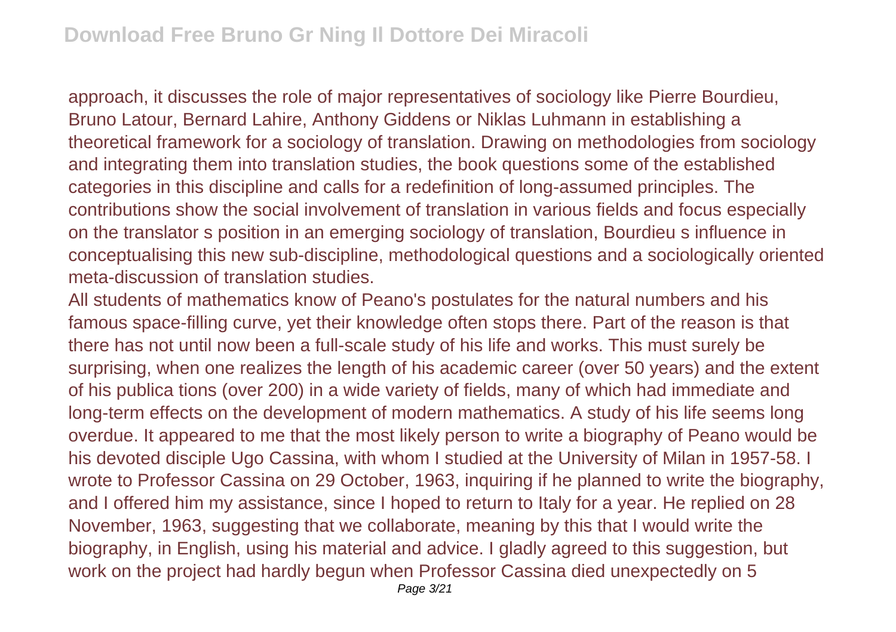approach, it discusses the role of major representatives of sociology like Pierre Bourdieu, Bruno Latour, Bernard Lahire, Anthony Giddens or Niklas Luhmann in establishing a theoretical framework for a sociology of translation. Drawing on methodologies from sociology and integrating them into translation studies, the book questions some of the established categories in this discipline and calls for a redefinition of long-assumed principles. The contributions show the social involvement of translation in various fields and focus especially on the translator s position in an emerging sociology of translation, Bourdieu s influence in conceptualising this new sub-discipline, methodological questions and a sociologically oriented meta-discussion of translation studies.

All students of mathematics know of Peano's postulates for the natural numbers and his famous space-filling curve, yet their knowledge often stops there. Part of the reason is that there has not until now been a full-scale study of his life and works. This must surely be surprising, when one realizes the length of his academic career (over 50 years) and the extent of his publica tions (over 200) in a wide variety of fields, many of which had immediate and long-term effects on the development of modern mathematics. A study of his life seems long overdue. It appeared to me that the most likely person to write a biography of Peano would be his devoted disciple Ugo Cassina, with whom I studied at the University of Milan in 1957-58. I wrote to Professor Cassina on 29 October, 1963, inquiring if he planned to write the biography, and I offered him my assistance, since I hoped to return to Italy for a year. He replied on 28 November, 1963, suggesting that we collaborate, meaning by this that I would write the biography, in English, using his material and advice. I gladly agreed to this suggestion, but work on the project had hardly begun when Professor Cassina died unexpectedly on 5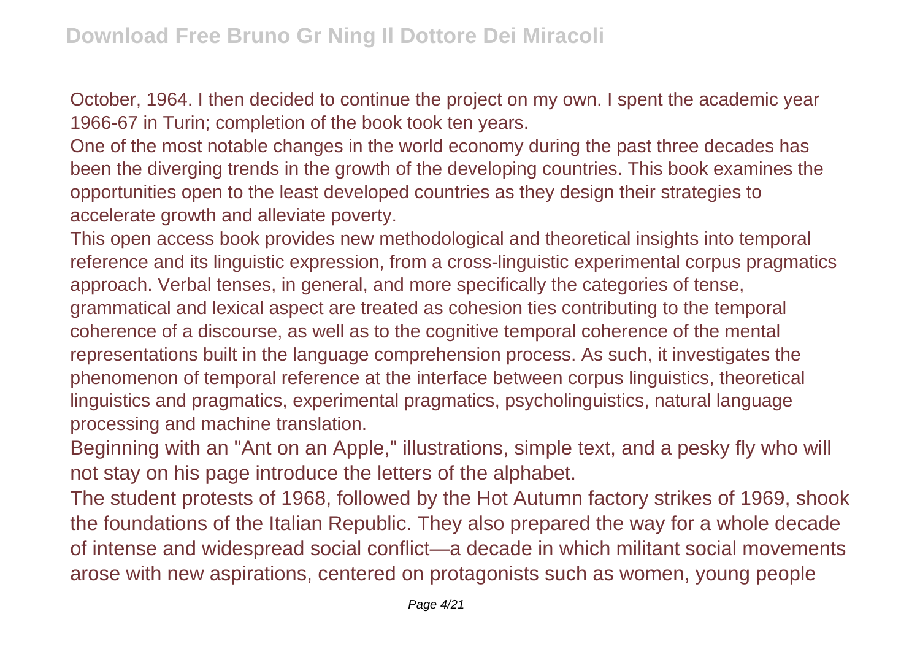October, 1964. I then decided to continue the project on my own. I spent the academic year 1966-67 in Turin; completion of the book took ten years.

One of the most notable changes in the world economy during the past three decades has been the diverging trends in the growth of the developing countries. This book examines the opportunities open to the least developed countries as they design their strategies to accelerate growth and alleviate poverty.

This open access book provides new methodological and theoretical insights into temporal reference and its linguistic expression, from a cross-linguistic experimental corpus pragmatics approach. Verbal tenses, in general, and more specifically the categories of tense, grammatical and lexical aspect are treated as cohesion ties contributing to the temporal coherence of a discourse, as well as to the cognitive temporal coherence of the mental representations built in the language comprehension process. As such, it investigates the phenomenon of temporal reference at the interface between corpus linguistics, theoretical linguistics and pragmatics, experimental pragmatics, psycholinguistics, natural language processing and machine translation.

Beginning with an "Ant on an Apple," illustrations, simple text, and a pesky fly who will not stay on his page introduce the letters of the alphabet.

The student protests of 1968, followed by the Hot Autumn factory strikes of 1969, shook the foundations of the Italian Republic. They also prepared the way for a whole decade of intense and widespread social conflict—a decade in which militant social movements arose with new aspirations, centered on protagonists such as women, young people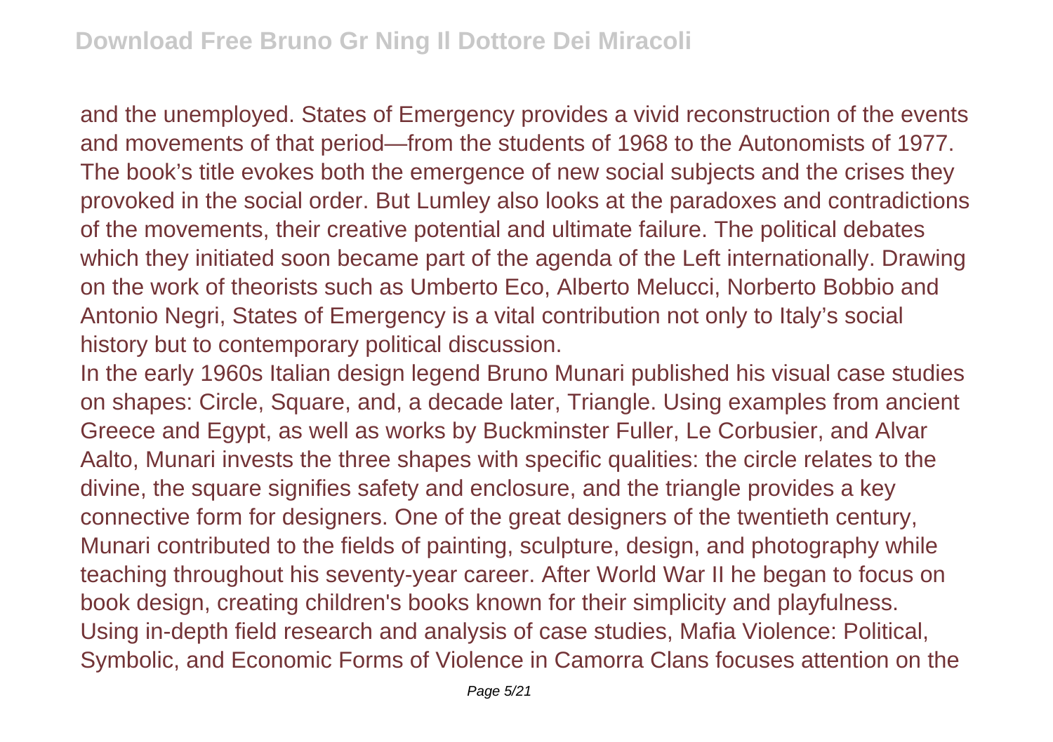and the unemployed. States of Emergency provides a vivid reconstruction of the events and movements of that period—from the students of 1968 to the Autonomists of 1977. The book's title evokes both the emergence of new social subjects and the crises they provoked in the social order. But Lumley also looks at the paradoxes and contradictions of the movements, their creative potential and ultimate failure. The political debates which they initiated soon became part of the agenda of the Left internationally. Drawing on the work of theorists such as Umberto Eco, Alberto Melucci, Norberto Bobbio and Antonio Negri, States of Emergency is a vital contribution not only to Italy's social history but to contemporary political discussion.

In the early 1960s Italian design legend Bruno Munari published his visual case studies on shapes: Circle, Square, and, a decade later, Triangle. Using examples from ancient Greece and Egypt, as well as works by Buckminster Fuller, Le Corbusier, and Alvar Aalto, Munari invests the three shapes with specific qualities: the circle relates to the divine, the square signifies safety and enclosure, and the triangle provides a key connective form for designers. One of the great designers of the twentieth century, Munari contributed to the fields of painting, sculpture, design, and photography while teaching throughout his seventy-year career. After World War II he began to focus on book design, creating children's books known for their simplicity and playfulness.

Using in-depth field research and analysis of case studies, Mafia Violence: Political, Symbolic, and Economic Forms of Violence in Camorra Clans focuses attention on the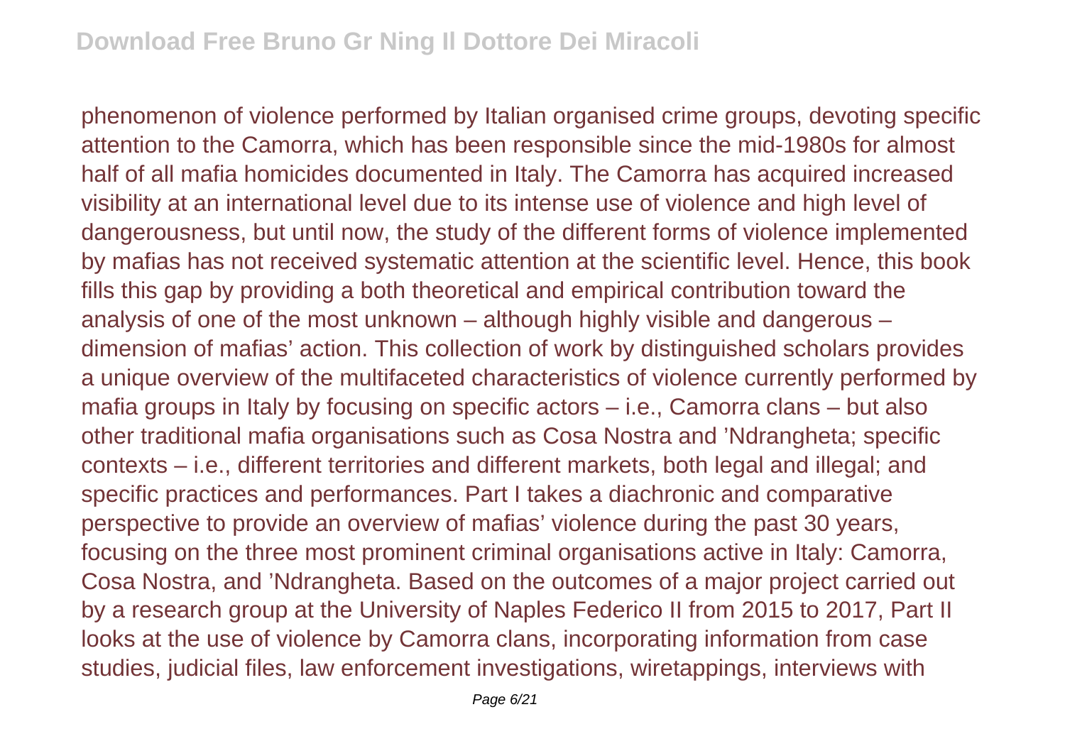phenomenon of violence performed by Italian organised crime groups, devoting specific attention to the Camorra, which has been responsible since the mid-1980s for almost half of all mafia homicides documented in Italy. The Camorra has acquired increased visibility at an international level due to its intense use of violence and high level of dangerousness, but until now, the study of the different forms of violence implemented by mafias has not received systematic attention at the scientific level. Hence, this book fills this gap by providing a both theoretical and empirical contribution toward the analysis of one of the most unknown – although highly visible and dangerous – dimension of mafias' action. This collection of work by distinguished scholars provides a unique overview of the multifaceted characteristics of violence currently performed by mafia groups in Italy by focusing on specific actors – i.e., Camorra clans – but also other traditional mafia organisations such as Cosa Nostra and 'Ndrangheta; specific contexts – i.e., different territories and different markets, both legal and illegal; and specific practices and performances. Part I takes a diachronic and comparative perspective to provide an overview of mafias' violence during the past 30 years, focusing on the three most prominent criminal organisations active in Italy: Camorra, Cosa Nostra, and 'Ndrangheta. Based on the outcomes of a major project carried out by a research group at the University of Naples Federico II from 2015 to 2017, Part II looks at the use of violence by Camorra clans, incorporating information from case studies, judicial files, law enforcement investigations, wiretappings, interviews with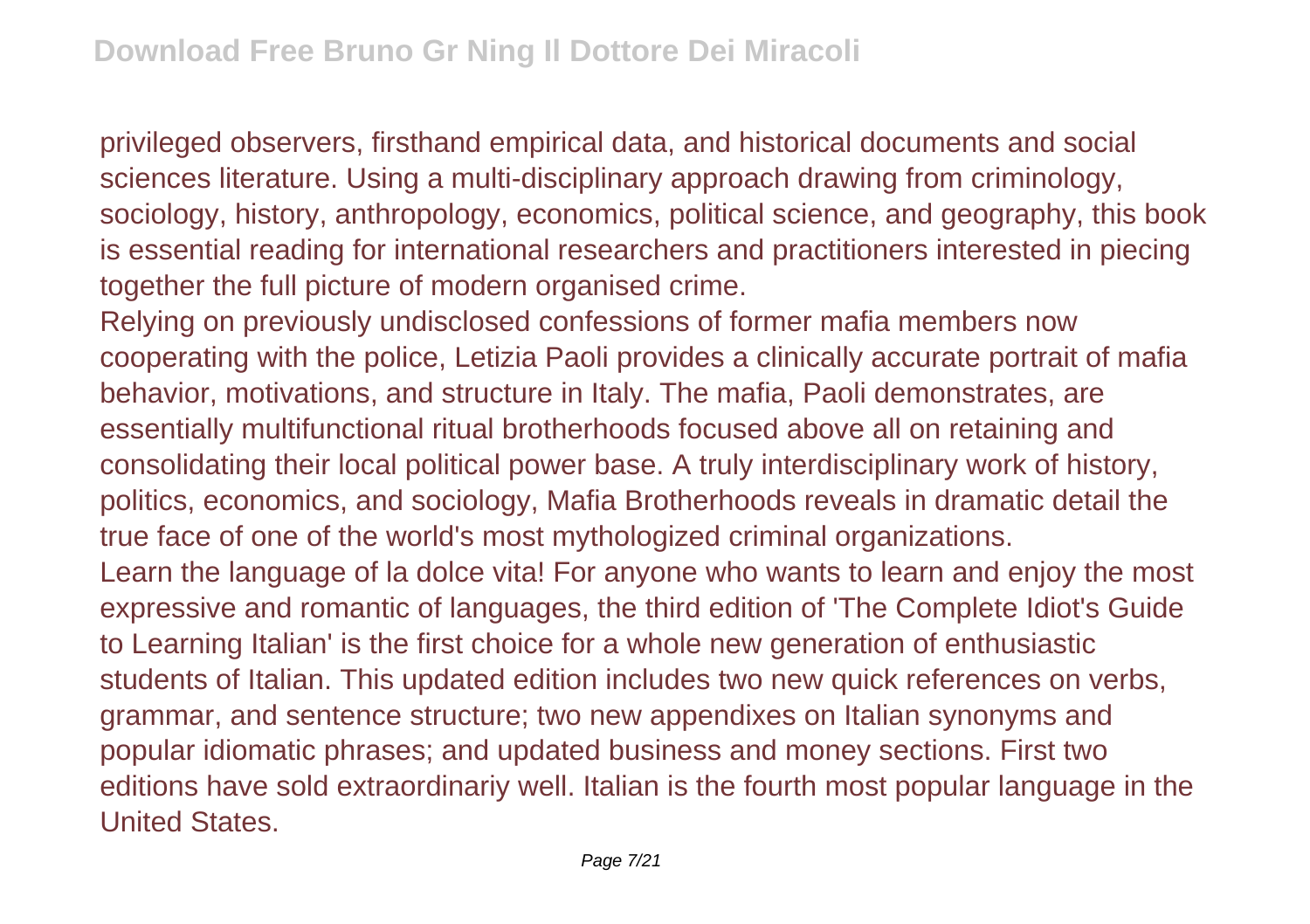privileged observers, firsthand empirical data, and historical documents and social sciences literature. Using a multi-disciplinary approach drawing from criminology, sociology, history, anthropology, economics, political science, and geography, this book is essential reading for international researchers and practitioners interested in piecing together the full picture of modern organised crime.

Relying on previously undisclosed confessions of former mafia members now cooperating with the police, Letizia Paoli provides a clinically accurate portrait of mafia behavior, motivations, and structure in Italy. The mafia, Paoli demonstrates, are essentially multifunctional ritual brotherhoods focused above all on retaining and consolidating their local political power base. A truly interdisciplinary work of history, politics, economics, and sociology, Mafia Brotherhoods reveals in dramatic detail the true face of one of the world's most mythologized criminal organizations.

Learn the language of la dolce vita! For anyone who wants to learn and enjoy the most expressive and romantic of languages, the third edition of 'The Complete Idiot's Guide to Learning Italian' is the first choice for a whole new generation of enthusiastic students of Italian. This updated edition includes two new quick references on verbs, grammar, and sentence structure; two new appendixes on Italian synonyms and popular idiomatic phrases; and updated business and money sections. First two editions have sold extraordinariy well. Italian is the fourth most popular language in the United States.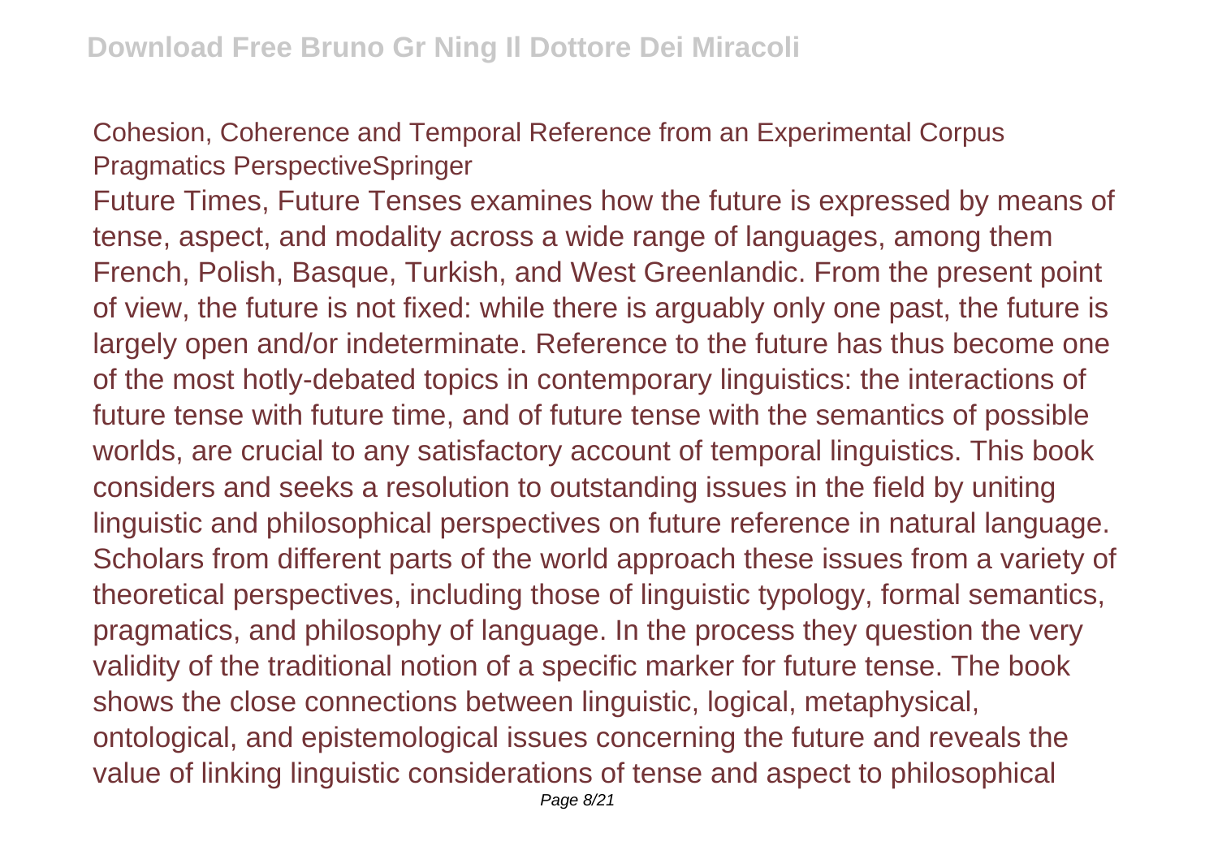Cohesion, Coherence and Temporal Reference from an Experimental Corpus Pragmatics PerspectiveSpringer

Future Times, Future Tenses examines how the future is expressed by means of tense, aspect, and modality across a wide range of languages, among them French, Polish, Basque, Turkish, and West Greenlandic. From the present point of view, the future is not fixed: while there is arguably only one past, the future is largely open and/or indeterminate. Reference to the future has thus become one of the most hotly-debated topics in contemporary linguistics: the interactions of future tense with future time, and of future tense with the semantics of possible worlds, are crucial to any satisfactory account of temporal linguistics. This book considers and seeks a resolution to outstanding issues in the field by uniting linguistic and philosophical perspectives on future reference in natural language. Scholars from different parts of the world approach these issues from a variety of theoretical perspectives, including those of linguistic typology, formal semantics, pragmatics, and philosophy of language. In the process they question the very validity of the traditional notion of a specific marker for future tense. The book shows the close connections between linguistic, logical, metaphysical, ontological, and epistemological issues concerning the future and reveals the value of linking linguistic considerations of tense and aspect to philosophical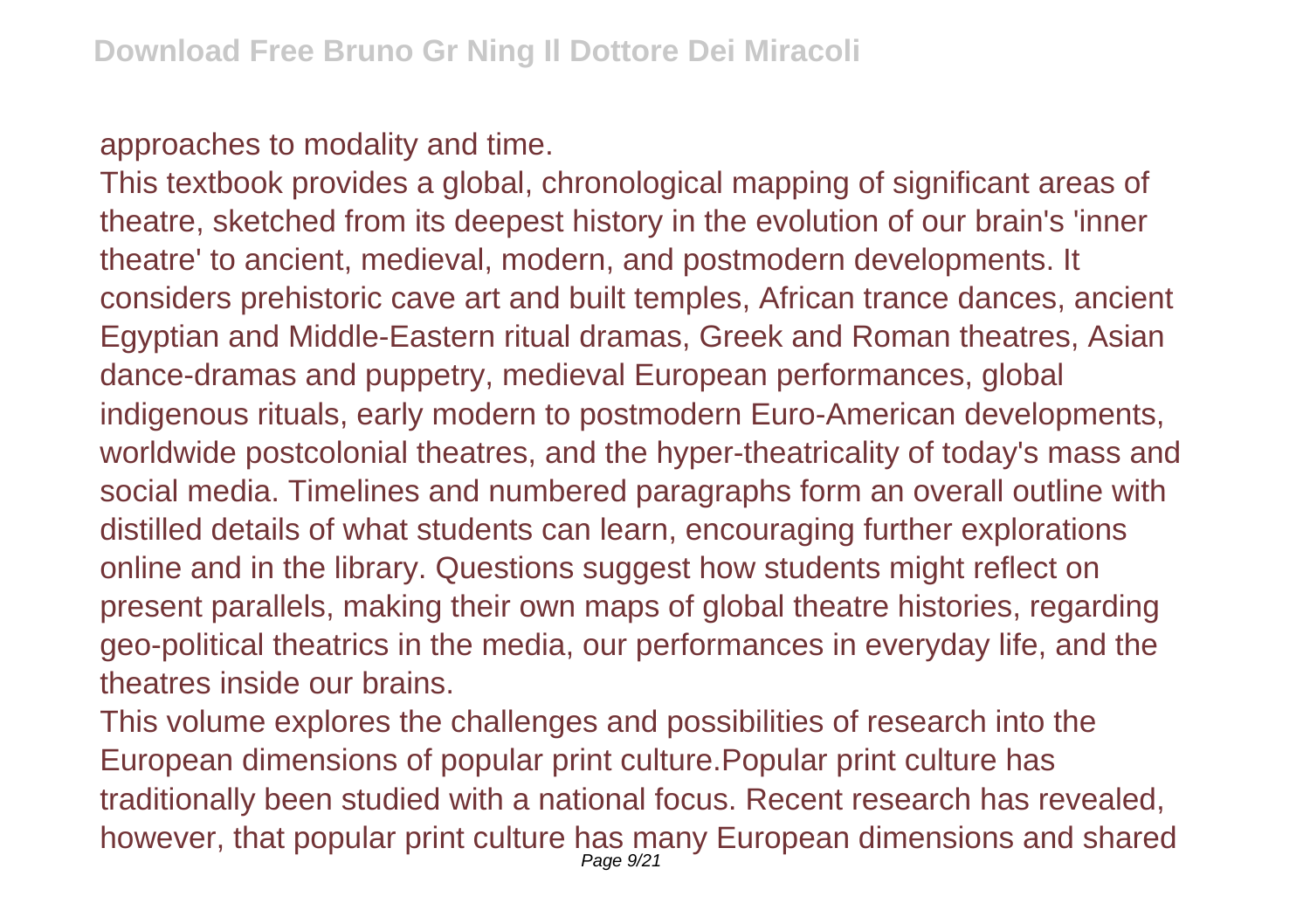approaches to modality and time.

This textbook provides a global, chronological mapping of significant areas of theatre, sketched from its deepest history in the evolution of our brain's 'inner theatre' to ancient, medieval, modern, and postmodern developments. It considers prehistoric cave art and built temples, African trance dances, ancient Egyptian and Middle-Eastern ritual dramas, Greek and Roman theatres, Asian dance-dramas and puppetry, medieval European performances, global indigenous rituals, early modern to postmodern Euro-American developments, worldwide postcolonial theatres, and the hyper-theatricality of today's mass and social media. Timelines and numbered paragraphs form an overall outline with distilled details of what students can learn, encouraging further explorations online and in the library. Questions suggest how students might reflect on present parallels, making their own maps of global theatre histories, regarding geo-political theatrics in the media, our performances in everyday life, and the theatres inside our brains.

This volume explores the challenges and possibilities of research into the European dimensions of popular print culture.Popular print culture has traditionally been studied with a national focus. Recent research has revealed, however, that popular print culture has many European dimensions and shared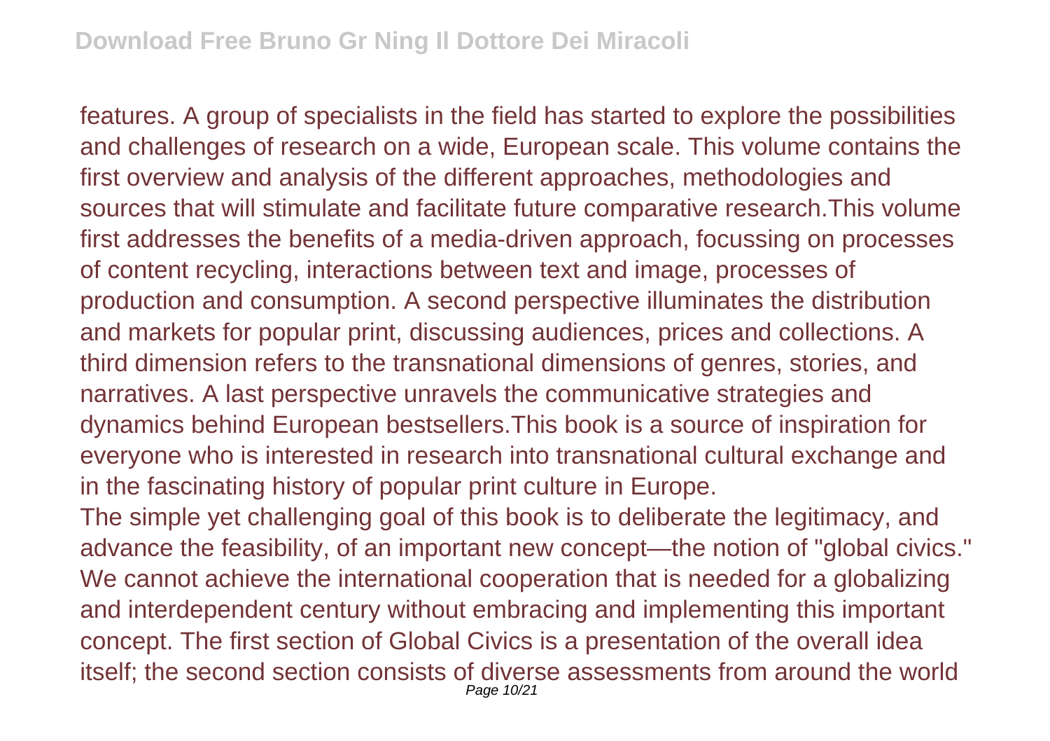features. A group of specialists in the field has started to explore the possibilities and challenges of research on a wide, European scale. This volume contains the first overview and analysis of the different approaches, methodologies and sources that will stimulate and facilitate future comparative research.This volume first addresses the benefits of a media-driven approach, focussing on processes of content recycling, interactions between text and image, processes of production and consumption. A second perspective illuminates the distribution and markets for popular print, discussing audiences, prices and collections. A third dimension refers to the transnational dimensions of genres, stories, and narratives. A last perspective unravels the communicative strategies and dynamics behind European bestsellers.This book is a source of inspiration for everyone who is interested in research into transnational cultural exchange and in the fascinating history of popular print culture in Europe.

The simple yet challenging goal of this book is to deliberate the legitimacy, and advance the feasibility, of an important new concept—the notion of "global civics." We cannot achieve the international cooperation that is needed for a globalizing and interdependent century without embracing and implementing this important concept. The first section of Global Civics is a presentation of the overall idea itself; the second section consists of diverse assessments from around the world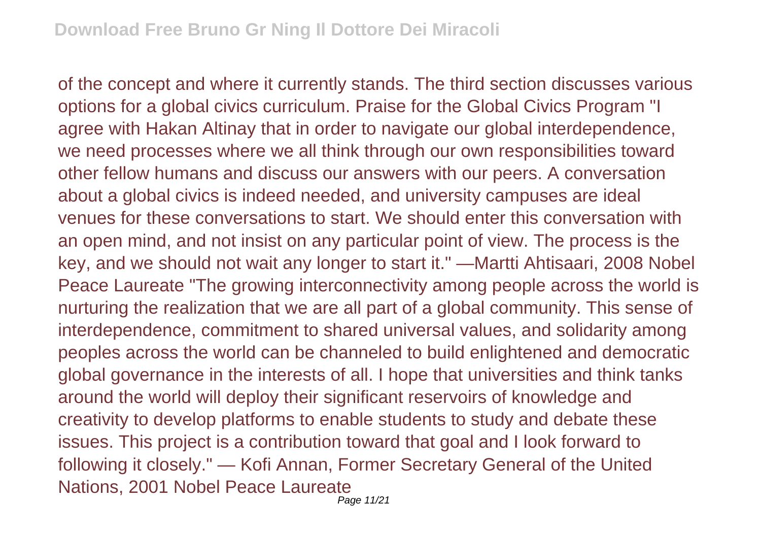of the concept and where it currently stands. The third section discusses various options for a global civics curriculum. Praise for the Global Civics Program "I agree with Hakan Altinay that in order to navigate our global interdependence, we need processes where we all think through our own responsibilities toward other fellow humans and discuss our answers with our peers. A conversation about a global civics is indeed needed, and university campuses are ideal venues for these conversations to start. We should enter this conversation with an open mind, and not insist on any particular point of view. The process is the key, and we should not wait any longer to start it." —Martti Ahtisaari, 2008 Nobel Peace Laureate "The growing interconnectivity among people across the world is nurturing the realization that we are all part of a global community. This sense of interdependence, commitment to shared universal values, and solidarity among peoples across the world can be channeled to build enlightened and democratic global governance in the interests of all. I hope that universities and think tanks around the world will deploy their significant reservoirs of knowledge and creativity to develop platforms to enable students to study and debate these issues. This project is a contribution toward that goal and I look forward to following it closely." — Kofi Annan, Former Secretary General of the United Nations, 2001 Nobel Peace Laureate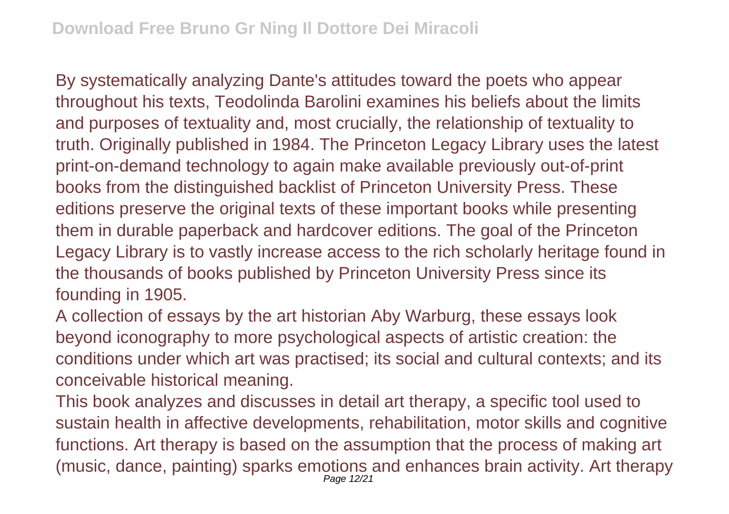By systematically analyzing Dante's attitudes toward the poets who appear throughout his texts, Teodolinda Barolini examines his beliefs about the limits and purposes of textuality and, most crucially, the relationship of textuality to truth. Originally published in 1984. The Princeton Legacy Library uses the latest print-on-demand technology to again make available previously out-of-print books from the distinguished backlist of Princeton University Press. These editions preserve the original texts of these important books while presenting them in durable paperback and hardcover editions. The goal of the Princeton Legacy Library is to vastly increase access to the rich scholarly heritage found in the thousands of books published by Princeton University Press since its founding in 1905.

A collection of essays by the art historian Aby Warburg, these essays look beyond iconography to more psychological aspects of artistic creation: the conditions under which art was practised; its social and cultural contexts; and its conceivable historical meaning.

This book analyzes and discusses in detail art therapy, a specific tool used to sustain health in affective developments, rehabilitation, motor skills and cognitive functions. Art therapy is based on the assumption that the process of making art (music, dance, painting) sparks emotions and enhances brain activity. Art therapy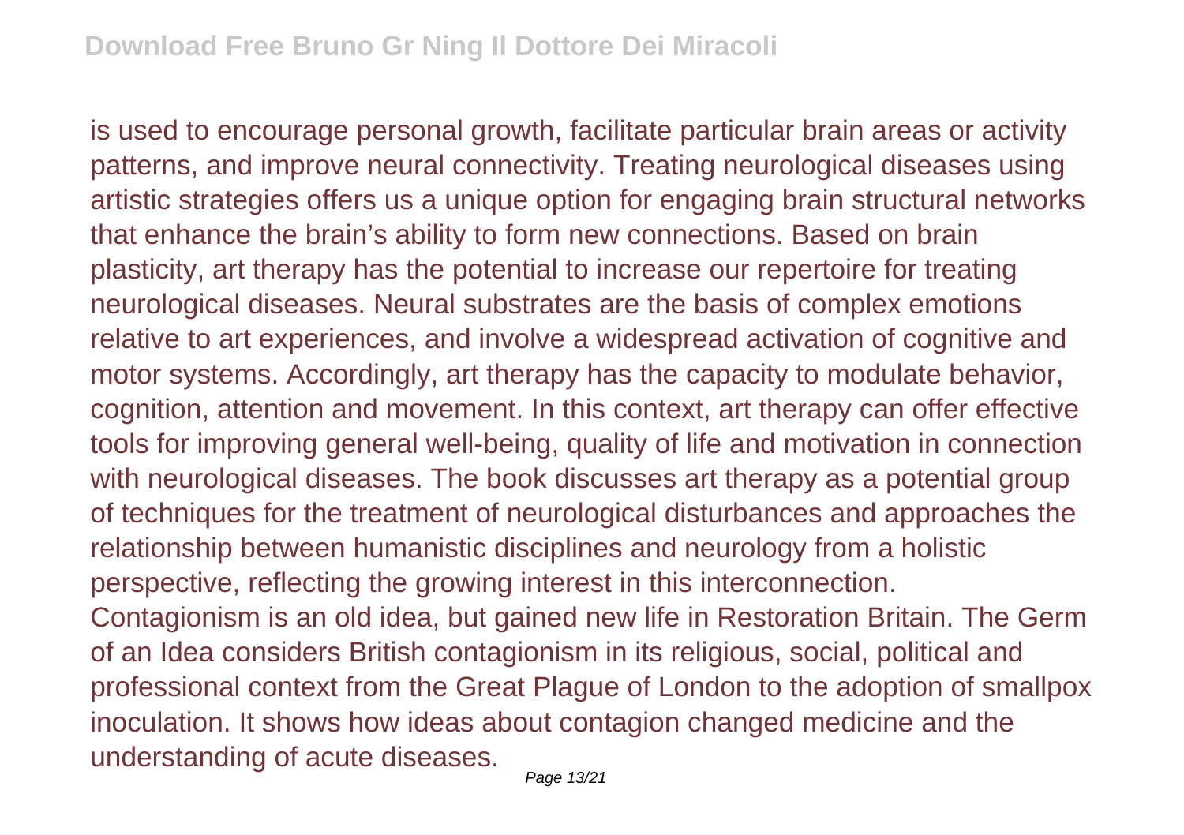is used to encourage personal growth, facilitate particular brain areas or activity patterns, and improve neural connectivity. Treating neurological diseases using artistic strategies offers us a unique option for engaging brain structural networks that enhance the brain's ability to form new connections. Based on brain plasticity, art therapy has the potential to increase our repertoire for treating neurological diseases. Neural substrates are the basis of complex emotions relative to art experiences, and involve a widespread activation of cognitive and motor systems. Accordingly, art therapy has the capacity to modulate behavior, cognition, attention and movement. In this context, art therapy can offer effective tools for improving general well-being, quality of life and motivation in connection with neurological diseases. The book discusses art therapy as a potential group of techniques for the treatment of neurological disturbances and approaches the relationship between humanistic disciplines and neurology from a holistic perspective, reflecting the growing interest in this interconnection.

Contagionism is an old idea, but gained new life in Restoration Britain. The Germ of an Idea considers British contagionism in its religious, social, political and professional context from the Great Plague of London to the adoption of smallpox inoculation. It shows how ideas about contagion changed medicine and the understanding of acute diseases.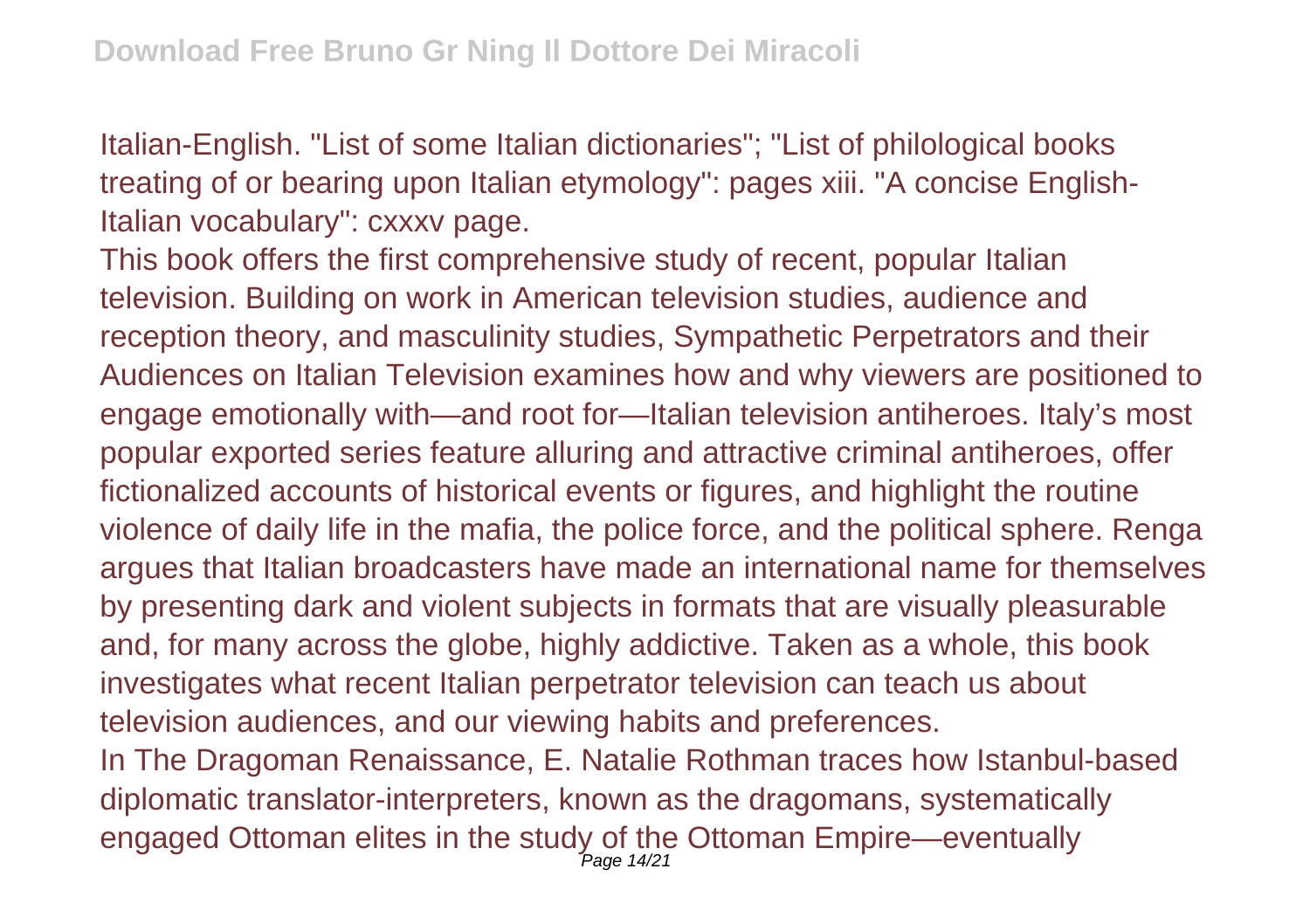Italian-English. "List of some Italian dictionaries"; "List of philological books treating of or bearing upon Italian etymology": pages xiii. "A concise English-Italian vocabulary": cxxxv page.

This book offers the first comprehensive study of recent, popular Italian television. Building on work in American television studies, audience and reception theory, and masculinity studies, Sympathetic Perpetrators and their Audiences on Italian Television examines how and why viewers are positioned to engage emotionally with—and root for—Italian television antiheroes. Italy's most popular exported series feature alluring and attractive criminal antiheroes, offer fictionalized accounts of historical events or figures, and highlight the routine violence of daily life in the mafia, the police force, and the political sphere. Renga argues that Italian broadcasters have made an international name for themselves by presenting dark and violent subjects in formats that are visually pleasurable and, for many across the globe, highly addictive. Taken as a whole, this book investigates what recent Italian perpetrator television can teach us about television audiences, and our viewing habits and preferences.

In The Dragoman Renaissance, E. Natalie Rothman traces how Istanbul-based diplomatic translator-interpreters, known as the dragomans, systematically engaged Ottoman elites in the study of the Ottoman Empire—eventually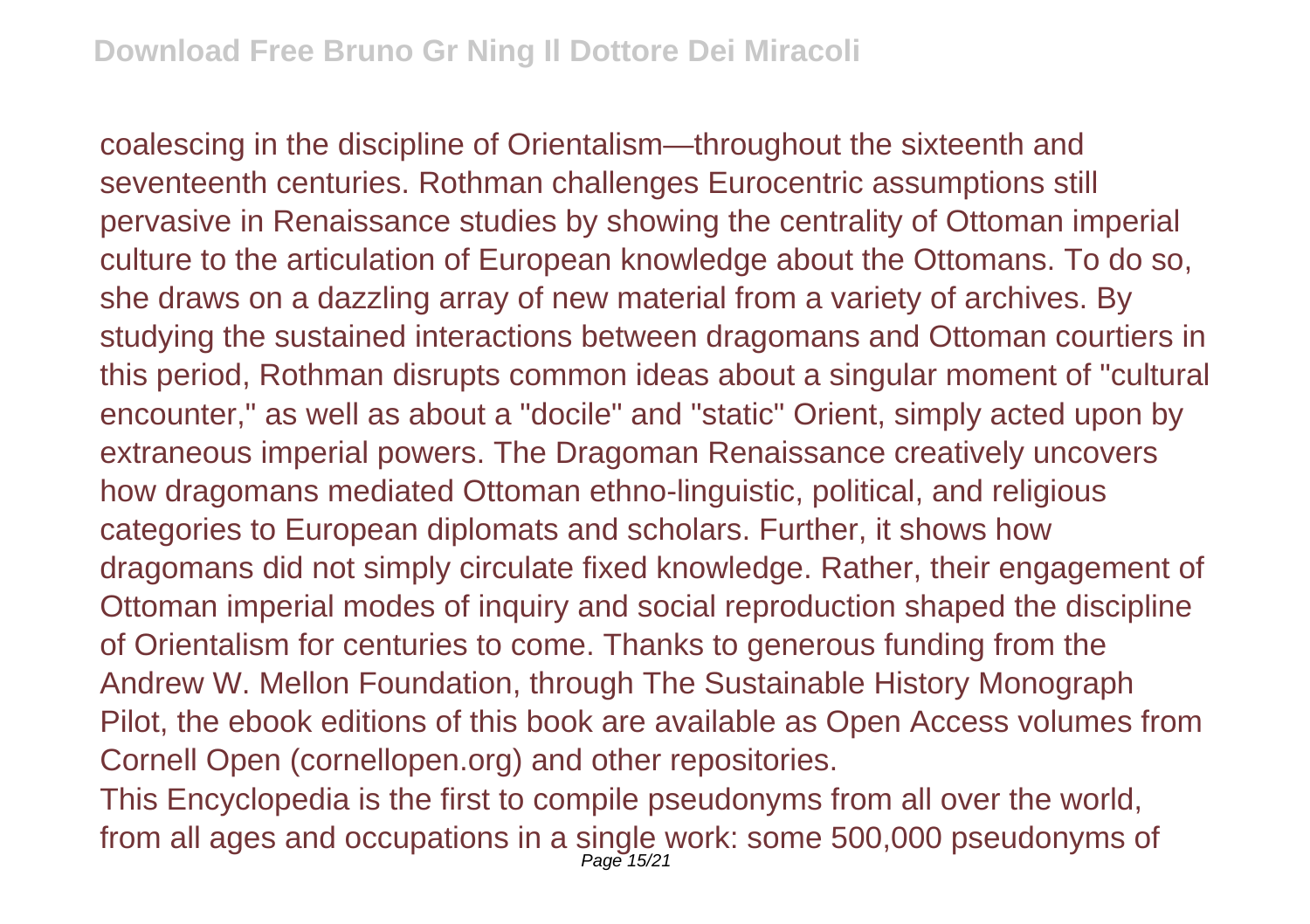coalescing in the discipline of Orientalism—throughout the sixteenth and seventeenth centuries. Rothman challenges Eurocentric assumptions still pervasive in Renaissance studies by showing the centrality of Ottoman imperial culture to the articulation of European knowledge about the Ottomans. To do so, she draws on a dazzling array of new material from a variety of archives. By studying the sustained interactions between dragomans and Ottoman courtiers in this period, Rothman disrupts common ideas about a singular moment of "cultural encounter," as well as about a "docile" and "static" Orient, simply acted upon by extraneous imperial powers. The Dragoman Renaissance creatively uncovers how dragomans mediated Ottoman ethno-linguistic, political, and religious categories to European diplomats and scholars. Further, it shows how dragomans did not simply circulate fixed knowledge. Rather, their engagement of Ottoman imperial modes of inquiry and social reproduction shaped the discipline of Orientalism for centuries to come. Thanks to generous funding from the Andrew W. Mellon Foundation, through The Sustainable History Monograph Pilot, the ebook editions of this book are available as Open Access volumes from Cornell Open (cornellopen.org) and other repositories.

This Encyclopedia is the first to compile pseudonyms from all over the world, from all ages and occupations in a single work: some 500,000 pseudonyms of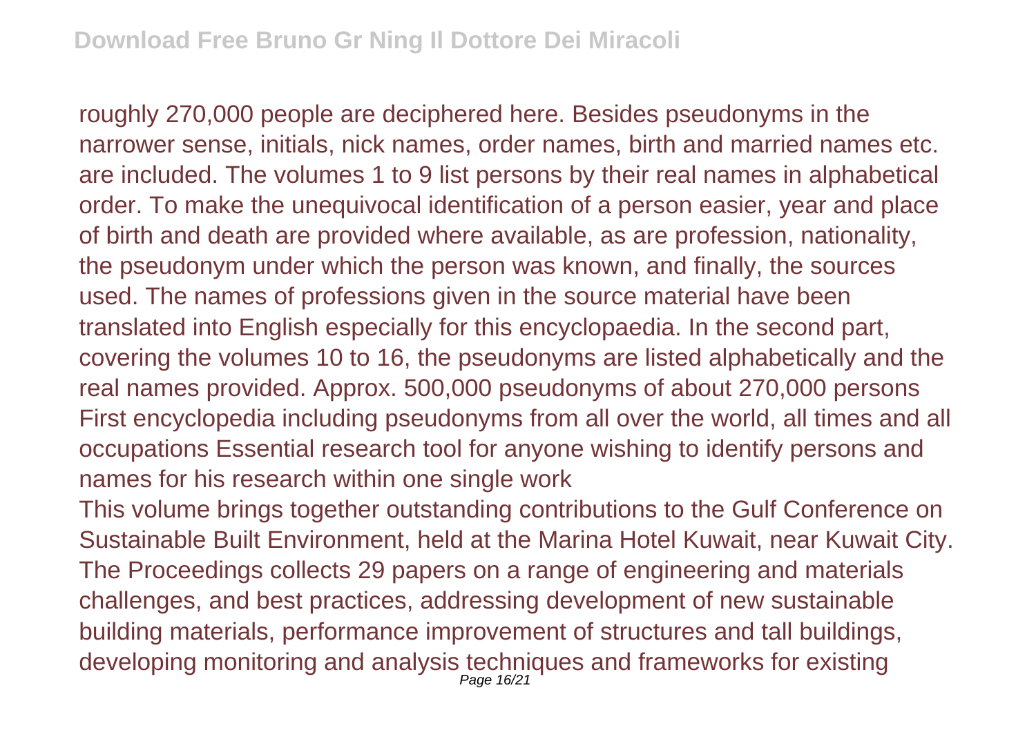roughly 270,000 people are deciphered here. Besides pseudonyms in the narrower sense, initials, nick names, order names, birth and married names etc. are included. The volumes 1 to 9 list persons by their real names in alphabetical order. To make the unequivocal identification of a person easier, year and place of birth and death are provided where available, as are profession, nationality, the pseudonym under which the person was known, and finally, the sources used. The names of professions given in the source material have been translated into English especially for this encyclopaedia. In the second part, covering the volumes 10 to 16, the pseudonyms are listed alphabetically and the real names provided. Approx. 500,000 pseudonyms of about 270,000 persons First encyclopedia including pseudonyms from all over the world, all times and all occupations Essential research tool for anyone wishing to identify persons and names for his research within one single work

This volume brings together outstanding contributions to the Gulf Conference on Sustainable Built Environment, held at the Marina Hotel Kuwait, near Kuwait City. The Proceedings collects 29 papers on a range of engineering and materials challenges, and best practices, addressing development of new sustainable building materials, performance improvement of structures and tall buildings, developing monitoring and analysis techniques and frameworks for existing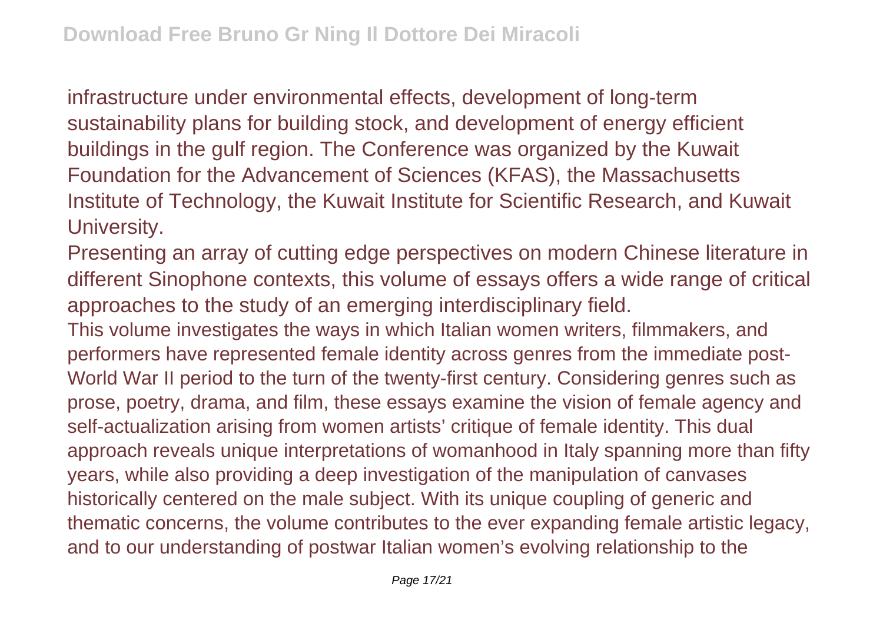infrastructure under environmental effects, development of long-term sustainability plans for building stock, and development of energy efficient buildings in the gulf region. The Conference was organized by the Kuwait Foundation for the Advancement of Sciences (KFAS), the Massachusetts Institute of Technology, the Kuwait Institute for Scientific Research, and Kuwait University.

Presenting an array of cutting edge perspectives on modern Chinese literature in different Sinophone contexts, this volume of essays offers a wide range of critical approaches to the study of an emerging interdisciplinary field.

This volume investigates the ways in which Italian women writers, filmmakers, and performers have represented female identity across genres from the immediate post-World War II period to the turn of the twenty-first century. Considering genres such as prose, poetry, drama, and film, these essays examine the vision of female agency and self-actualization arising from women artists' critique of female identity. This dual approach reveals unique interpretations of womanhood in Italy spanning more than fifty years, while also providing a deep investigation of the manipulation of canvases historically centered on the male subject. With its unique coupling of generic and thematic concerns, the volume contributes to the ever expanding female artistic legacy, and to our understanding of postwar Italian women's evolving relationship to the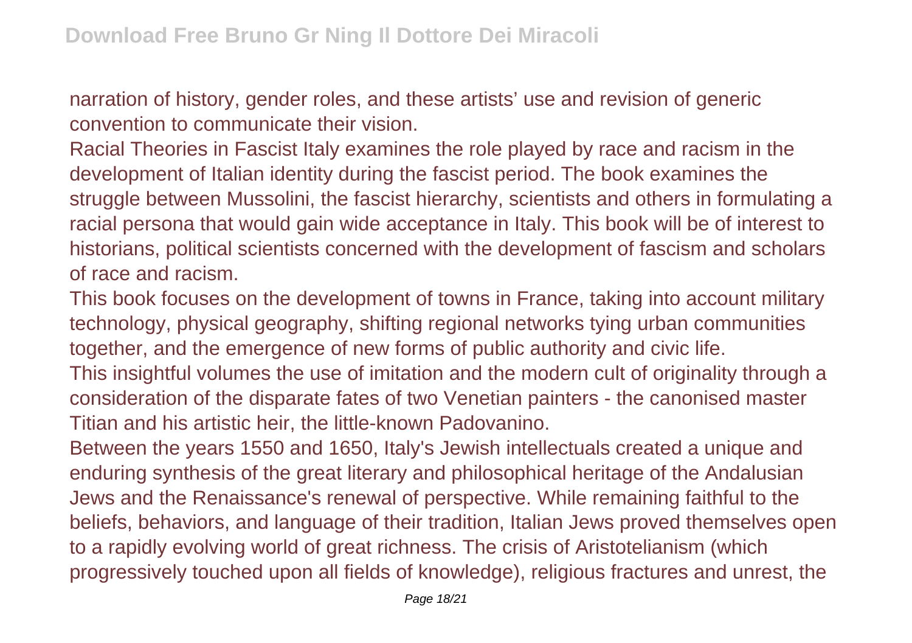narration of history, gender roles, and these artists' use and revision of generic convention to communicate their vision.

Racial Theories in Fascist Italy examines the role played by race and racism in the development of Italian identity during the fascist period. The book examines the struggle between Mussolini, the fascist hierarchy, scientists and others in formulating a racial persona that would gain wide acceptance in Italy. This book will be of interest to historians, political scientists concerned with the development of fascism and scholars of race and racism.

This book focuses on the development of towns in France, taking into account military technology, physical geography, shifting regional networks tying urban communities together, and the emergence of new forms of public authority and civic life.

This insightful volumes the use of imitation and the modern cult of originality through a consideration of the disparate fates of two Venetian painters - the canonised master Titian and his artistic heir, the little-known Padovanino.

Between the years 1550 and 1650, Italy's Jewish intellectuals created a unique and enduring synthesis of the great literary and philosophical heritage of the Andalusian Jews and the Renaissance's renewal of perspective. While remaining faithful to the beliefs, behaviors, and language of their tradition, Italian Jews proved themselves open to a rapidly evolving world of great richness. The crisis of Aristotelianism (which progressively touched upon all fields of knowledge), religious fractures and unrest, the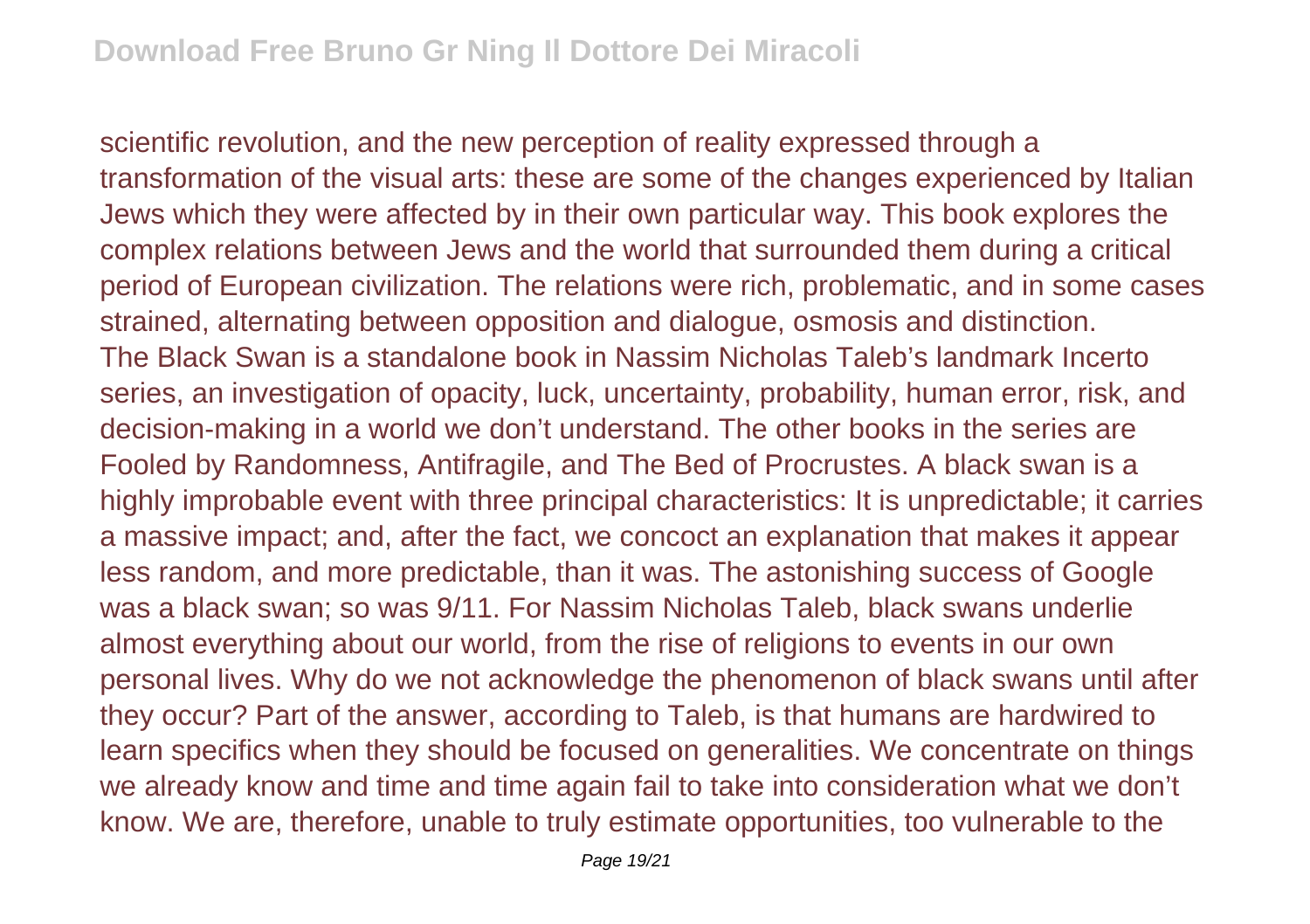scientific revolution, and the new perception of reality expressed through a transformation of the visual arts: these are some of the changes experienced by Italian Jews which they were affected by in their own particular way. This book explores the complex relations between Jews and the world that surrounded them during a critical period of European civilization. The relations were rich, problematic, and in some cases strained, alternating between opposition and dialogue, osmosis and distinction.

The Black Swan is a standalone book in Nassim Nicholas Taleb's landmark Incerto series, an investigation of opacity, luck, uncertainty, probability, human error, risk, and decision-making in a world we don't understand. The other books in the series are Fooled by Randomness, Antifragile, and The Bed of Procrustes. A black swan is a highly improbable event with three principal characteristics: It is unpredictable; it carries a massive impact; and, after the fact, we concoct an explanation that makes it appear less random, and more predictable, than it was. The astonishing success of Google was a black swan; so was 9/11. For Nassim Nicholas Taleb, black swans underlie almost everything about our world, from the rise of religions to events in our own personal lives. Why do we not acknowledge the phenomenon of black swans until after they occur? Part of the answer, according to Taleb, is that humans are hardwired to learn specifics when they should be focused on generalities. We concentrate on things we already know and time and time again fail to take into consideration what we don't know. We are, therefore, unable to truly estimate opportunities, too vulnerable to the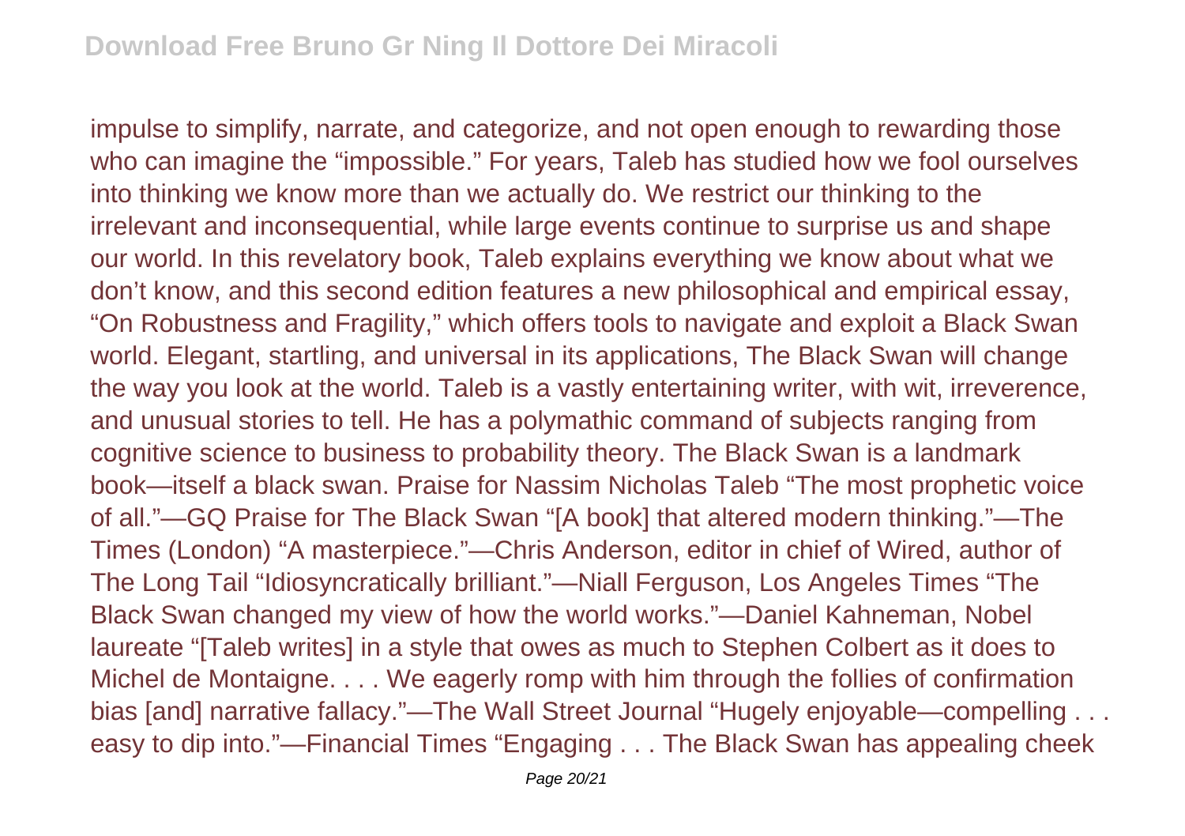impulse to simplify, narrate, and categorize, and not open enough to rewarding those who can imagine the "impossible." For years, Taleb has studied how we fool ourselves into thinking we know more than we actually do. We restrict our thinking to the irrelevant and inconsequential, while large events continue to surprise us and shape our world. In this revelatory book, Taleb explains everything we know about what we don't know, and this second edition features a new philosophical and empirical essay, "On Robustness and Fragility," which offers tools to navigate and exploit a Black Swan world. Elegant, startling, and universal in its applications, The Black Swan will change the way you look at the world. Taleb is a vastly entertaining writer, with wit, irreverence, and unusual stories to tell. He has a polymathic command of subjects ranging from cognitive science to business to probability theory. The Black Swan is a landmark book—itself a black swan. Praise for Nassim Nicholas Taleb "The most prophetic voice of all."—GQ Praise for The Black Swan "[A book] that altered modern thinking."—The Times (London) "A masterpiece."—Chris Anderson, editor in chief of Wired, author of The Long Tail "Idiosyncratically brilliant."—Niall Ferguson, Los Angeles Times "The Black Swan changed my view of how the world works."—Daniel Kahneman, Nobel laureate "[Taleb writes] in a style that owes as much to Stephen Colbert as it does to Michel de Montaigne. . . . We eagerly romp with him through the follies of confirmation bias [and] narrative fallacy."—The Wall Street Journal "Hugely enjoyable—compelling . . . easy to dip into."—Financial Times "Engaging . . . The Black Swan has appealing cheek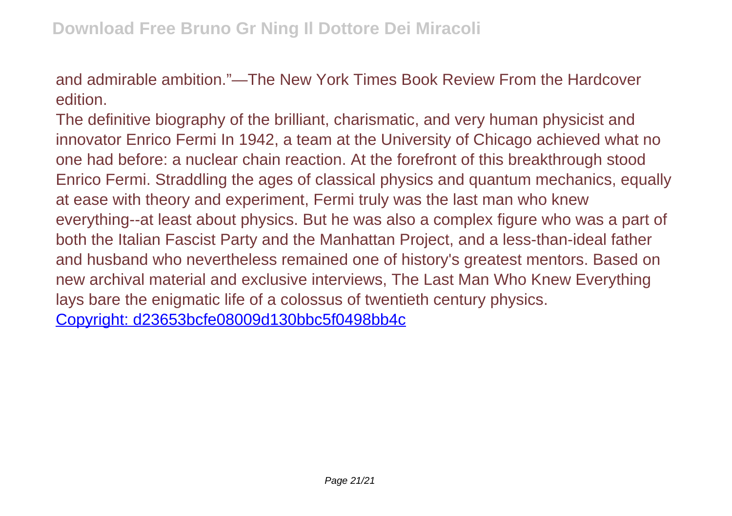and admirable ambition."—The New York Times Book Review From the Hardcover edition.

The definitive biography of the brilliant, charismatic, and very human physicist and innovator Enrico Fermi In 1942, a team at the University of Chicago achieved what no one had before: a nuclear chain reaction. At the forefront of this breakthrough stood Enrico Fermi. Straddling the ages of classical physics and quantum mechanics, equally at ease with theory and experiment, Fermi truly was the last man who knew everything--at least about physics. But he was also a complex figure who was a part of both the Italian Fascist Party and the Manhattan Project, and a less-than-ideal father and husband who nevertheless remained one of history's greatest mentors. Based on new archival material and exclusive interviews, The Last Man Who Knew Everything lays bare the enigmatic life of a colossus of twentieth century physics.

Copyright: d23653bcfe08009d130bbc5f0498bb4c